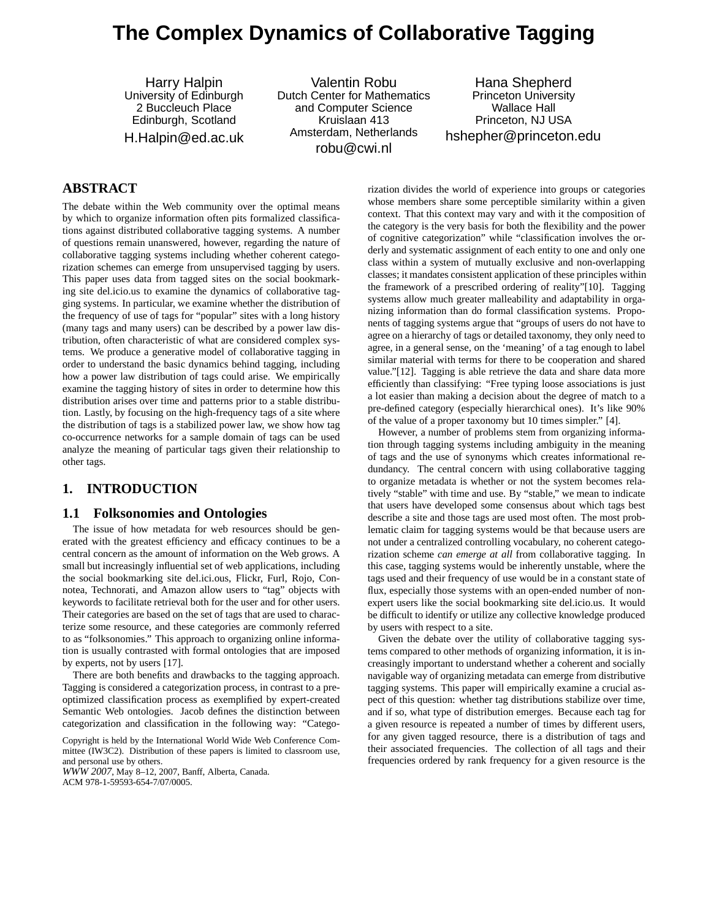# The Complex Dynamics of Collaborative Tagging

Harry Halpin
University of Edinburgh
2 Buccleuch Place
Edinburgh, Scotland
H.Halpin@ed.ac.uk

Valentin Robu
Dutch Center for Mathematics and Computer Science
Kruislaan 413
Amsterdam, Netherlands
robu@cwi.nl

Hana Shepherd
Princeton University
Wallace Hall
Princeton, NJ USA
hshepher@princeton.edu

## ABSTRACT

The debate within the Web community over the optimal means by which to organize information often pits formalized classifications against distributed collaborative tagging systems. A number of questions remain unanswered, however, regarding the nature of collaborative tagging systems including whether coherent categorization schemes can emerge from unsupervised tagging by users. This paper uses data from tagged sites on the social bookmarking site del.icio.us to examine the dynamics of collaborative tagging systems. In particular, we examine whether the distribution of the frequency of use of tags for "popular" sites with a long history (many tags and many users) can be described by a power law distribution, often characteristic of what are considered complex systems. We produce a generative model of collaborative tagging in order to understand the basic dynamics behind tagging, including how a power law distribution of tags could arise. We empirically examine the tagging history of sites in order to determine how this distribution arises over time and patterns prior to a stable distribution. Lastly, by focusing on the high-frequency tags of a site where the distribution of tags is a stabilized power law, we show how tag co-occurrence networks for a sample domain of tags can be used analyze the meaning of particular tags given their relationship to other tags.

## 1. INTRODUCTION

### 1.1 Folksonomies and Ontologies

The issue of how metadata for web resources should be generated with the greatest efficiency and efficacy continues to be a central concern as the amount of information on the Web grows. A small but increasingly influential set of web applications, including the social bookmarking site del.ici.ous, Flickr, Furl, Rojo, Connotea, Technorati, and Amazon allow users to "tag" objects with keywords to facilitate retrieval both for the user and for other users. Their categories are based on the set of tags that are used to characterize some resource, and these categories are commonly referred to as "folksonomies." This approach to organizing online information is usually contrasted with formal ontologies that are imposed by experts, not by users [17].

There are both benefits and drawbacks to the tagging approach. Tagging is considered a categorization process, in contrast to a pre-optimized classification process as exemplified by expert-created Semantic Web ontologies. Jacob defines the distinction between categorization and classification in the following way: "Categorization divides the world of experience into groups or categories whose members share some perceptible similarity within a given context. That this context may vary and with it the composition of the category is the very basis for both the flexibility and the power of cognitive categorization" while "classification involves the orderly and systematic assignment of each entity to one and only one class within a system of mutually exclusive and non-overlapping classes; it mandates consistent application of these principles within the framework of a prescribed ordering of reality"[10]. Tagging systems allow much greater malleability and adaptability in organizing information than do formal classification systems. Proponents of tagging systems argue that "groups of users do not have to agree on a hierarchy of tags or detailed taxonomy, they only need to agree, in a general sense, on the 'meaning' of a tag enough to label similar material with terms for there to be cooperation and shared value."[12]. Tagging is able retrieve the data and share data more efficiently than classifying: "Free typing loose associations is just a lot easier than making a decision about the degree of match to a pre-defined category (especially hierarchical ones). It's like 90% of the value of a proper taxonomy but 10 times simpler." [4].

However, a number of problems stem from organizing information through tagging systems including ambiguity in the meaning of tags and the use of synonyms which creates informational redundancy. The central concern with using collaborative tagging to organize metadata is whether or not the system becomes relatively "stable" with time and use. By "stable," we mean to indicate that users have developed some consensus about which tags best describe a site and those tags are used most often. The most problematic claim for tagging systems would be that because users are not under a centralized controlling vocabulary, no coherent categorization scheme *can emerge at all* from collaborative tagging. In this case, tagging systems would be inherently unstable, where the tags used and their frequency of use would be in a constant state of flux, especially those systems with an open-ended number of non-expert users like the social bookmarking site del.icio.us. It would be difficult to identify or utilize any collective knowledge produced by users with respect to a site.

Given the debate over the utility of collaborative tagging systems compared to other methods of organizing information, it is increasingly important to understand whether a coherent and socially navigable way of organizing metadata can emerge from distributive tagging systems. This paper will empirically examine a crucial aspect of this question: whether tag distributions stabilize over time, and if so, what type of distribution emerges. Because each tag for a given resource is repeated a number of times by different users, for any given tagged resource, there is a distribution of tags and their associated frequencies. The collection of all tags and their frequencies ordered by rank frequency for a given resource is the

Copyright is held by the International World Wide Web Conference Committee (IW3C2). Distribution of these papers is limited to classroom use, and personal use by others.
*WWW 2007*, May 8–12, 2007, Banff, Alberta, Canada.
ACM 978-1-59593-654-7/07/0005.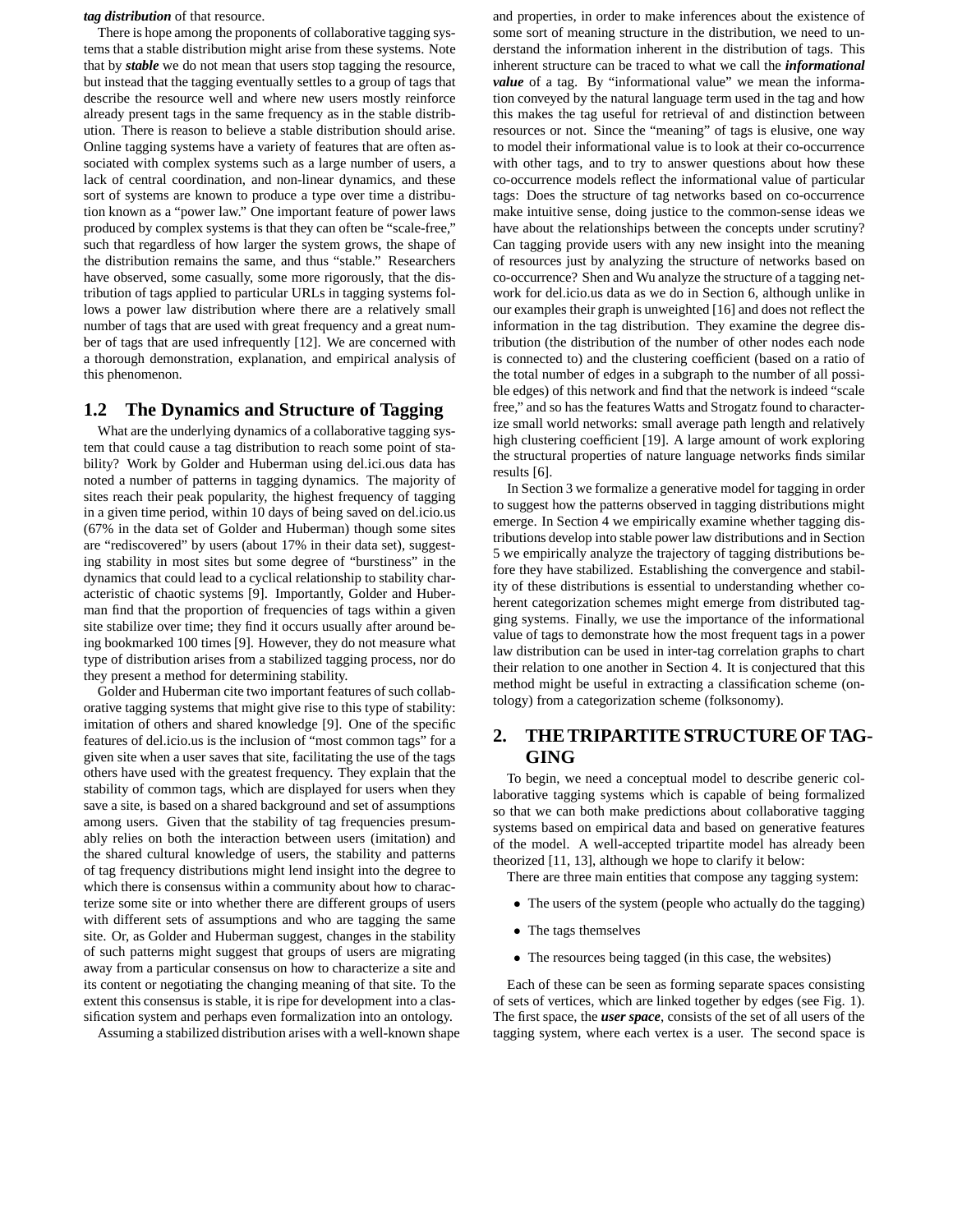***tag distribution*** of that resource.

There is hope among the proponents of collaborative tagging systems that a stable distribution might arise from these systems. Note that by ***stable*** we do not mean that users stop tagging the resource, but instead that the tagging eventually settles to a group of tags that describe the resource well and where new users mostly reinforce already present tags in the same frequency as in the stable distribution. There is reason to believe a stable distribution should arise. Online tagging systems have a variety of features that are often associated with complex systems such as a large number of users, a lack of central coordination, and non-linear dynamics, and these sort of systems are known to produce a type over time a distribution known as a "power law." One important feature of power laws produced by complex systems is that they can often be "scale-free," such that regardless of how larger the system grows, the shape of the distribution remains the same, and thus "stable." Researchers have observed, some casually, some more rigorously, that the distribution of tags applied to particular URLs in tagging systems follows a power law distribution where there are a relatively small number of tags that are used with great frequency and a great number of tags that are used infrequently [12]. We are concerned with a thorough demonstration, explanation, and empirical analysis of this phenomenon.

## 1.2 The Dynamics and Structure of Tagging

What are the underlying dynamics of a collaborative tagging system that could cause a tag distribution to reach some point of stability? Work by Golder and Huberman using del.ici.ous data has noted a number of patterns in tagging dynamics. The majority of sites reach their peak popularity, the highest frequency of tagging in a given time period, within 10 days of being saved on del.icio.us (67% in the data set of Golder and Huberman) though some sites are "rediscovered" by users (about 17% in their data set), suggesting stability in most sites but some degree of "burstiness" in the dynamics that could lead to a cyclical relationship to stability characteristic of chaotic systems [9]. Importantly, Golder and Huberman find that the proportion of frequencies of tags within a given site stabilize over time; they find it occurs usually after around being bookmarked 100 times [9]. However, they do not measure what type of distribution arises from a stabilized tagging process, nor do they present a method for determining stability.

Golder and Huberman cite two important features of such collaborative tagging systems that might give rise to this type of stability: imitation of others and shared knowledge [9]. One of the specific features of del.icio.us is the inclusion of "most common tags" for a given site when a user saves that site, facilitating the use of the tags others have used with the greatest frequency. They explain that the stability of common tags, which are displayed for users when they save a site, is based on a shared background and set of assumptions among users. Given that the stability of tag frequencies presumably relies on both the interaction between users (imitation) and the shared cultural knowledge of users, the stability and patterns of tag frequency distributions might lend insight into the degree to which there is consensus within a community about how to characterize some site or into whether there are different groups of users with different sets of assumptions and who are tagging the same site. Or, as Golder and Huberman suggest, changes in the stability of such patterns might suggest that groups of users are migrating away from a particular consensus on how to characterize a site and its content or negotiating the changing meaning of that site. To the extent this consensus is stable, it is ripe for development into a classification system and perhaps even formalization into an ontology.

Assuming a stabilized distribution arises with a well-known shape and properties, in order to make inferences about the existence of some sort of meaning structure in the distribution, we need to understand the information inherent in the distribution of tags. This inherent structure can be traced to what we call the ***informational value*** of a tag. By "informational value" we mean the information conveyed by the natural language term used in the tag and how this makes the tag useful for retrieval of and distinction between resources or not. Since the "meaning" of tags is elusive, one way to model their informational value is to look at their co-occurrence with other tags, and to try to answer questions about how these co-occurrence models reflect the informational value of particular tags: Does the structure of tag networks based on co-occurrence make intuitive sense, doing justice to the common-sense ideas we have about the relationships between the concepts under scrutiny? Can tagging provide users with any new insight into the meaning of resources just by analyzing the structure of networks based on co-occurrence? Shen and Wu analyze the structure of a tagging network for del.icio.us data as we do in Section 6, although unlike in our examples their graph is unweighted [16] and does not reflect the information in the tag distribution. They examine the degree distribution (the distribution of the number of other nodes each node is connected to) and the clustering coefficient (based on a ratio of the total number of edges in a subgraph to the number of all possible edges) of this network and find that the network is indeed "scale free," and so has the features Watts and Strogatz found to characterize small world networks: small average path length and relatively high clustering coefficient [19]. A large amount of work exploring the structural properties of nature language networks finds similar results [6].

In Section 3 we formalize a generative model for tagging in order to suggest how the patterns observed in tagging distributions might emerge. In Section 4 we empirically examine whether tagging distributions develop into stable power law distributions and in Section 5 we empirically analyze the trajectory of tagging distributions before they have stabilized. Establishing the convergence and stability of these distributions is essential to understanding whether coherent categorization schemes might emerge from distributed tagging systems. Finally, we use the importance of the informational value of tags to demonstrate how the most frequent tags in a power law distribution can be used in inter-tag correlation graphs to chart their relation to one another in Section 4. It is conjectured that this method might be useful in extracting a classification scheme (ontology) from a categorization scheme (folksonomy).

# 2. THE TRIPARTITE STRUCTURE OF TAGGING

To begin, we need a conceptual model to describe generic collaborative tagging systems which is capable of being formalized so that we can both make predictions about collaborative tagging systems based on empirical data and based on generative features of the model. A well-accepted tripartite model has already been theorized [11, 13], although we hope to clarify it below:

There are three main entities that compose any tagging system:

- The users of the system (people who actually do the tagging)
- The tags themselves
- The resources being tagged (in this case, the websites)

Each of these can be seen as forming separate spaces consisting of sets of vertices, which are linked together by edges (see Fig. 1). The first space, the ***user space***, consists of the set of all users of the tagging system, where each vertex is a user. The second space is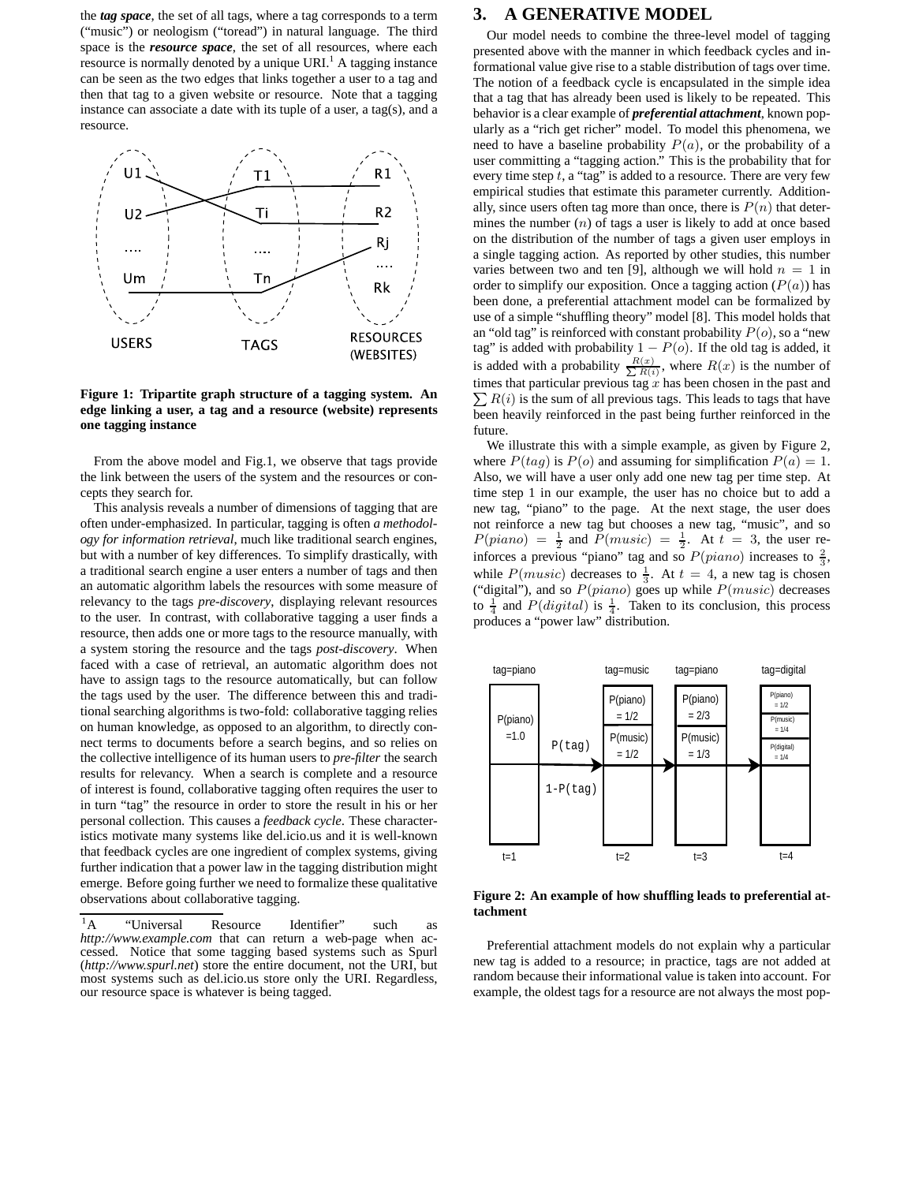the ***tag space***, the set of all tags, where a tag corresponds to a term ("music") or neologism ("toread") in natural language. The third space is the ***resource space***, the set of all resources, where each resource is normally denoted by a unique URI.[1] A tagging instance can be seen as the two edges that links together a user to a tag and then that tag to a given website or resource. Note that a tagging instance can associate a date with its tuple of a user, a tag(s), and a resource.

**Figure 1: Tripartite graph structure of a tagging system. An edge linking a user, a tag and a resource (website) represents one tagging instance**

From the above model and Fig.1, we observe that tags provide the link between the users of the system and the resources or concepts they search for.

This analysis reveals a number of dimensions of tagging that are often under-emphasized. In particular, tagging is often *a methodology for information retrieval*, much like traditional search engines, but with a number of key differences. To simplify drastically, with a traditional search engine a user enters a number of tags and then an automatic algorithm labels the resources with some measure of relevancy to the tags *pre-discovery*, displaying relevant resources to the user. In contrast, with collaborative tagging a user finds a resource, then adds one or more tags to the resource manually, with a system storing the resource and the tags *post-discovery*. When faced with a case of retrieval, an automatic algorithm does not have to assign tags to the resource automatically, but can follow the tags used by the user. The difference between this and traditional searching algorithms is two-fold: collaborative tagging relies on human knowledge, as opposed to an algorithm, to directly connect terms to documents before a search begins, and so relies on the collective intelligence of its human users to *pre-filter* the search results for relevancy. When a search is complete and a resource of interest is found, collaborative tagging often requires the user to in turn "tag" the resource in order to store the result in his or her personal collection. This causes a *feedback cycle*. These characteristics motivate many systems like del.icio.us and it is well-known that feedback cycles are one ingredient of complex systems, giving further indication that a power law in the tagging distribution might emerge. Before going further we need to formalize these qualitative observations about collaborative tagging.

[1] A "Universal Resource Identifier" such as *http://www.example.com* that can return a web-page when accessed. Notice that some tagging based systems such as Spurl (*http://www.spurl.net*) store the entire document, not the URI, but most systems such as del.icio.us store only the URI. Regardless, our resource space is whatever is being tagged.

## 3. A GENERATIVE MODEL

Our model needs to combine the three-level model of tagging presented above with the manner in which feedback cycles and informational value give rise to a stable distribution of tags over time. The notion of a feedback cycle is encapsulated in the simple idea that a tag that has already been used is likely to be repeated. This behavior is a clear example of ***preferential attachment***, known popularly as a "rich get richer" model. To model this phenomena, we need to have a baseline probability $P(a)$, or the probability of a user committing a "tagging action." This is the probability that for every time step $t$, a "tag" is added to a resource. There are very few empirical studies that estimate this parameter currently. Additionally, since users often tag more than once, there is $P(n)$ that determines the number ($n$) of tags a user is likely to add at once based on the distribution of the number of tags a given user employs in a single tagging action. As reported by other studies, this number varies between two and ten [9], although we will hold $n = 1$ in order to simplify our exposition. Once a tagging action ($P(a)$) has been done, a preferential attachment model can be formalized by use of a simple "shuffling theory" model [8]. This model holds that an "old tag" is reinforced with constant probability $P(o)$, so a "new tag" is added with probability $1 - P(o)$. If the old tag is added, it is added with a probability $\frac{R(x)}{\sum R(i)}$, where $R(x)$ is the number of times that particular previous tag $x$ has been chosen in the past and $\sum R(i)$ is the sum of all previous tags. This leads to tags that have been heavily reinforced in the past being further reinforced in the future.

We illustrate this with a simple example, as given by Figure 2, where $P(tag)$ is $P(o)$ and assuming for simplification $P(a) = 1$. Also, we will have a user only add one new tag per time step. At time step 1 in our example, the user has no choice but to add a new tag, "piano" to the page. At the next stage, the user does not reinforce a new tag but chooses a new tag, "music", and so $P(piano) = \frac{1}{2}$ and $P(music) = \frac{1}{2}$. At $t = 3$, the user reinforces a previous "piano" tag and so $P(piano)$ increases to $\frac{2}{3}$, while $P(music)$ decreases to $\frac{1}{3}$. At $t = 4$, a new tag is chosen ("digital"), and so $P(piano)$ goes up while $P(music)$ decreases to $\frac{1}{4}$ and $P(digital)$ is $\frac{1}{4}$. Taken to its conclusion, this process produces a "power law" distribution.

**Figure 2: An example of how shuffling leads to preferential attachment**

Preferential attachment models do not explain why a particular new tag is added to a resource; in practice, tags are not added at random because their informational value is taken into account. For example, the oldest tags for a resource are not always the most pop-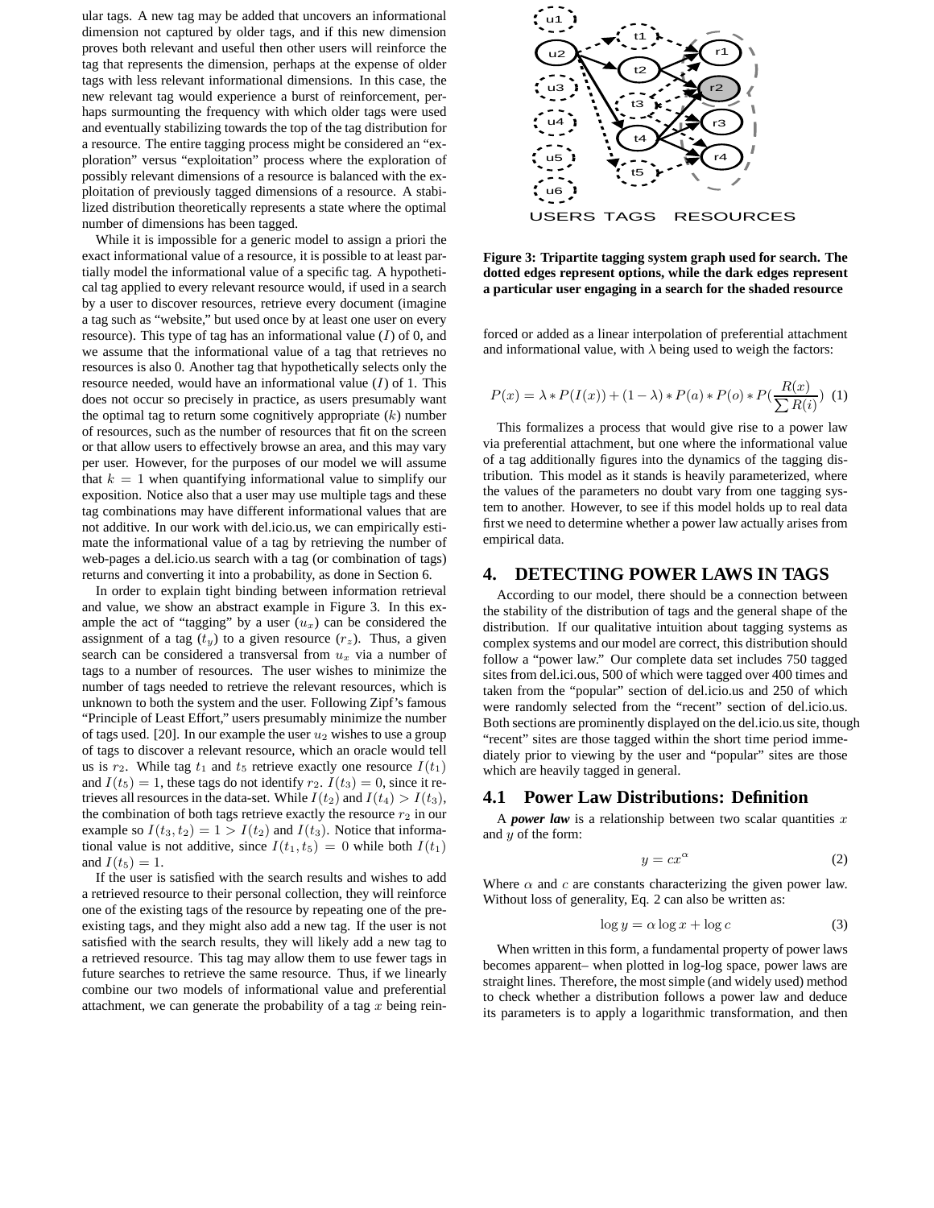ular tags. A new tag may be added that uncovers an informational dimension not captured by older tags, and if this new dimension proves both relevant and useful then other users will reinforce the tag that represents the dimension, perhaps at the expense of older tags with less relevant informational dimensions. In this case, the new relevant tag would experience a burst of reinforcement, perhaps surmounting the frequency with which older tags were used and eventually stabilizing towards the top of the tag distribution for a resource. The entire tagging process might be considered an "exploration" versus "exploitation" process where the exploration of possibly relevant dimensions of a resource is balanced with the exploitation of previously tagged dimensions of a resource. A stabilized distribution theoretically represents a state where the optimal number of dimensions has been tagged.

While it is impossible for a generic model to assign a priori the exact informational value of a resource, it is possible to at least partially model the informational value of a specific tag. A hypothetical tag applied to every relevant resource would, if used in a search by a user to discover resources, retrieve every document (imagine a tag such as "website," but used once by at least one user on every resource). This type of tag has an informational value ($I$) of 0, and we assume that the informational value of a tag that retrieves no resources is also 0. Another tag that hypothetically selects only the resource needed, would have an informational value ($I$) of 1. This does not occur so precisely in practice, as users presumably want the optimal tag to return some cognitively appropriate ($k$) number of resources, such as the number of resources that fit on the screen or that allow users to effectively browse an area, and this may vary per user. However, for the purposes of our model we will assume that $k = 1$ when quantifying informational value to simplify our exposition. Notice also that a user may use multiple tags and these tag combinations may have different informational values that are not additive. In our work with del.icio.us, we can empirically estimate the informational value of a tag by retrieving the number of web-pages a del.icio.us search with a tag (or combination of tags) returns and converting it into a probability, as done in Section 6.

In order to explain tight binding between information retrieval and value, we show an abstract example in Figure 3. In this example the act of "tagging" by a user ($u_x$) can be considered the assignment of a tag ($t_y$) to a given resource ($r_z$). Thus, a given search can be considered a transversal from $u_x$ via a number of tags to a number of resources. The user wishes to minimize the number of tags needed to retrieve the relevant resources, which is unknown to both the system and the user. Following Zipf's famous "Principle of Least Effort," users presumably minimize the number of tags used. [20]. In our example the user $u_2$ wishes to use a group of tags to discover a relevant resource, which an oracle would tell us is $r_2$. While tag $t_1$ and $t_5$ retrieve exactly one resource $I(t_1)$ and $I(t_5) = 1$, these tags do not identify $r_2$. $I(t_3) = 0$, since it retrieves all resources in the data-set. While $I(t_2)$ and $I(t_4) > I(t_3)$, the combination of both tags retrieve exactly the resource $r_2$ in our example so $I(t_3, t_2) = 1 > I(t_2)$ and $I(t_3)$. Notice that informational value is not additive, since $I(t_1, t_5) = 0$ while both $I(t_1)$ and $I(t_5) = 1$.

If the user is satisfied with the search results and wishes to add a retrieved resource to their personal collection, they will reinforce one of the existing tags of the resource by repeating one of the pre-existing tags, and they might also add a new tag. If the user is not satisfied with the search results, they will likely add a new tag to a retrieved resource. This tag may allow them to use fewer tags in future searches to retrieve the same resource. Thus, if we linearly combine our two models of informational value and preferential attachment, we can generate the probability of a tag $x$ being reinforced or added as a linear interpolation of preferential attachment and informational value, with $\lambda$ being used to weigh the factors:

**Figure 3: Tripartite tagging system graph used for search. The dotted edges represent options, while the dark edges represent a particular user engaging in a search for the shaded resource**

$$P(x) = \lambda * P(I(x)) + (1 - \lambda) * P(a) * P(o) * P(\frac{R(x)}{\sum R(i)}) \quad (1)$$

This formalizes a process that would give rise to a power law via preferential attachment, but one where the informational value of a tag additionally figures into the dynamics of the tagging distribution. This model as it stands is heavily parameterized, where the values of the parameters no doubt vary from one tagging system to another. However, to see if this model holds up to real data first we need to determine whether a power law actually arises from empirical data.

# 4. DETECTING POWER LAWS IN TAGS

According to our model, there should be a connection between the stability of the distribution of tags and the general shape of the distribution. If our qualitative intuition about tagging systems as complex systems and our model are correct, this distribution should follow a "power law." Our complete data set includes 750 tagged sites from del.ici.ous, 500 of which were tagged over 400 times and taken from the "popular" section of del.icio.us and 250 of which were randomly selected from the "recent" section of del.icio.us. Both sections are prominently displayed on the del.icio.us site, though "recent" sites are those tagged within the short time period immediately prior to viewing by the user and "popular" sites are those which are heavily tagged in general.

## 4.1 Power Law Distributions: Definition

A ***power law*** is a relationship between two scalar quantities $x$ and $y$ of the form:

$$y = cx^{\alpha} \quad (2)$$

Where $\alpha$ and $c$ are constants characterizing the given power law. Without loss of generality, Eq. 2 can also be written as:

$$\log y = \alpha \log x + \log c \quad (3)$$

When written in this form, a fundamental property of power laws becomes apparent– when plotted in log-log space, power laws are straight lines. Therefore, the most simple (and widely used) method to check whether a distribution follows a power law and deduce its parameters is to apply a logarithmic transformation, and then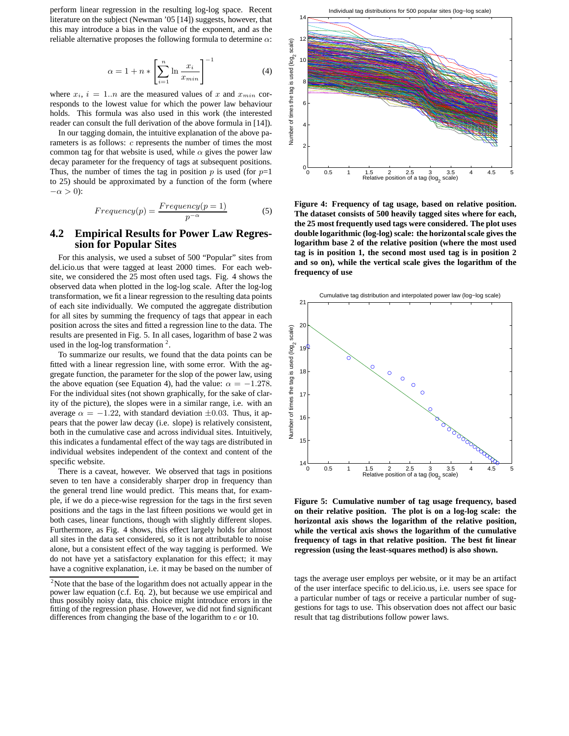perform linear regression in the resulting log-log space. Recent literature on the subject (Newman '05 [14]) suggests, however, that this may introduce a bias in the value of the exponent, and as the reliable alternative proposes the following formula to determine $\alpha$:

$$\alpha = 1 + n * \left[ \sum_{i=1}^{n} \ln \frac{x_i}{x_{min}} \right]^{-1} \quad (4)$$

where $x_i$, $i = 1..n$ are the measured values of $x$ and $x_{min}$ corresponds to the lowest value for which the power law behaviour holds. This formula was also used in this work (the interested reader can consult the full derivation of the above formula in [14]).

In our tagging domain, the intuitive explanation of the above parameters is as follows: $c$ represents the number of times the most common tag for that website is used, while $\alpha$ gives the power law decay parameter for the frequency of tags at subsequent positions. Thus, the number of times the tag in position $p$ is used (for $p$=1 to 25) should be approximated by a function of the form (where $-\alpha > 0$):

$$Frequency(p) = \frac{Frequency(p=1)}{p^{-\alpha}} \quad (5)$$

## 4.2 Empirical Results for Power Law Regression for Popular Sites

For this analysis, we used a subset of 500 "Popular" sites from del.icio.us that were tagged at least 2000 times. For each website, we considered the 25 most often used tags. Fig. 4 shows the observed data when plotted in the log-log scale. After the log-log transformation, we fit a linear regression to the resulting data points of each site individually. We computed the aggregate distribution for all sites by summing the frequency of tags that appear in each position across the sites and fitted a regression line to the data. The results are presented in Fig. 5. In all cases, logarithm of base 2 was used in the log-log transformation [2].

To summarize our results, we found that the data points can be fitted with a linear regression line, with some error. With the aggregate function, the parameter for the slop of the power law, using the above equation (see Equation 4), had the value: $\alpha = -1.278$. For the individual sites (not shown graphically, for the sake of clarity of the picture), the slopes were in a similar range, i.e. with an average $\alpha = -1.22$, with standard deviation $\pm 0.03$. Thus, it appears that the power law decay (i.e. slope) is relatively consistent, both in the cumulative case and across individual sites. Intuitively, this indicates a fundamental effect of the way tags are distributed in individual websites independent of the context and content of the specific website.

There is a caveat, however. We observed that tags in positions seven to ten have a considerably sharper drop in frequency than the general trend line would predict. This means that, for example, if we do a piece-wise regression for the tags in the first seven positions and the tags in the last fifteen positions we would get in both cases, linear functions, though with slightly different slopes. Furthermore, as Fig. 4 shows, this effect largely holds for almost all sites in the data set considered, so it is not attributable to noise alone, but a consistent effect of the way tagging is performed. We do not have yet a satisfactory explanation for this effect; it may have a cognitive explanation, i.e. it may be based on the number of tags the average user employs per website, or it may be an artifact of the user interface specific to del.icio.us, i.e. users see space for a particular number of tags or receive a particular number of suggestions for tags to use. This observation does not affect our basic result that tag distributions follow power laws.

[2] Note that the base of the logarithm does not actually appear in the power law equation (c.f. Eq. 2), but because we use empirical and thus possibly noisy data, this choice might introduce errors in the fitting of the regression phase. However, we did not find significant differences from changing the base of the logarithm to $e$ or 10.

**Figure 4: Frequency of tag usage, based on relative position. The dataset consists of 500 heavily tagged sites where for each, the 25 most frequently used tags were considered. The plot uses double logarithmic (log-log) scale: the horizontal scale gives the logarithm base 2 of the relative position (where the most used tag is in position 1, the second most used tag is in position 2 and so on), while the vertical scale gives the logarithm of the frequency of use**

**Figure 5: Cumulative number of tag usage frequency, based on their relative position. The plot is on a log-log scale: the horizontal axis shows the logarithm of the relative position, while the vertical axis shows the logarithm of the cumulative frequency of tags in that relative position. The best fit linear regression (using the least-squares method) is also shown.**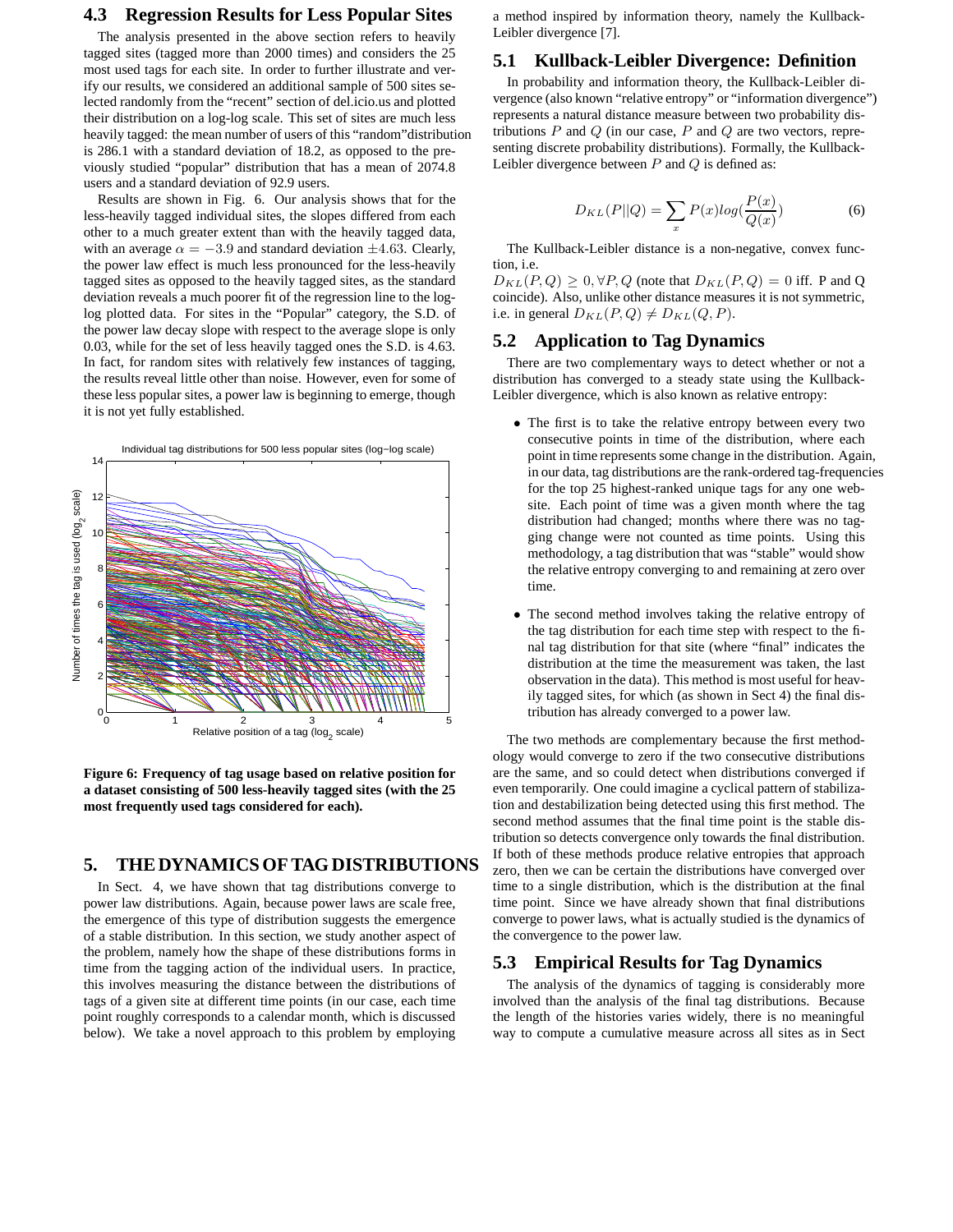### 4.3 Regression Results for Less Popular Sites

The analysis presented in the above section refers to heavily tagged sites (tagged more than 2000 times) and considers the 25 most used tags for each site. In order to further illustrate and verify our results, we considered an additional sample of 500 sites selected randomly from the "recent" section of del.icio.us and plotted their distribution on a log-log scale. This set of sites are much less heavily tagged: the mean number of users of this "random"distribution is 286.1 with a standard deviation of 18.2, as opposed to the previously studied "popular" distribution that has a mean of 2074.8 users and a standard deviation of 92.9 users.

Results are shown in Fig. 6. Our analysis shows that for the less-heavily tagged individual sites, the slopes differed from each other to a much greater extent than with the heavily tagged data, with an average $\alpha = -3.9$ and standard deviation $\pm 4.63$. Clearly, the power law effect is much less pronounced for the less-heavily tagged sites as opposed to the heavily tagged sites, as the standard deviation reveals a much poorer fit of the regression line to the log-log plotted data. For sites in the "Popular" category, the S.D. of the power law decay slope with respect to the average slope is only 0.03, while for the set of less heavily tagged ones the S.D. is 4.63. In fact, for random sites with relatively few instances of tagging, the results reveal little other than noise. However, even for some of these less popular sites, a power law is beginning to emerge, though it is not yet fully established.

**Figure 6: Frequency of tag usage based on relative position for a dataset consisting of 500 less-heavily tagged sites (with the 25 most frequently used tags considered for each).**

## 5. THE DYNAMICS OF TAG DISTRIBUTIONS

In Sect. 4, we have shown that tag distributions converge to power law distributions. Again, because power laws are scale free, the emergence of this type of distribution suggests the emergence of a stable distribution. In this section, we study another aspect of the problem, namely how the shape of these distributions forms in time from the tagging action of the individual users. In practice, this involves measuring the distance between the distributions of tags of a given site at different time points (in our case, each time point roughly corresponds to a calendar month, which is discussed below). We take a novel approach to this problem by employing a method inspired by information theory, namely the Kullback-Leibler divergence [7].

### 5.1 Kullback-Leibler Divergence: Definition

In probability and information theory, the Kullback-Leibler divergence (also known "relative entropy" or "information divergence") represents a natural distance measure between two probability distributions $P$ and $Q$ (in our case, $P$ and $Q$ are two vectors, representing discrete probability distributions). Formally, the Kullback-Leibler divergence between $P$ and $Q$ is defined as:

$$D_{KL}(P||Q) = \sum_{x} P(x) log(\frac{P(x)}{Q(x)}) \tag{6}$$

The Kullback-Leibler distance is a non-negative, convex function, i.e.
$D_{KL}(P,Q) \geq 0, \forall P,Q$ (note that $D_{KL}(P,Q) = 0$ iff. P and Q coincide). Also, unlike other distance measures it is not symmetric, i.e. in general $D_{KL}(P,Q) \neq D_{KL}(Q,P)$.

### 5.2 Application to Tag Dynamics

There are two complementary ways to detect whether or not a distribution has converged to a steady state using the Kullback-Leibler divergence, which is also known as relative entropy:

- The first is to take the relative entropy between every two consecutive points in time of the distribution, where each point in time represents some change in the distribution. Again, in our data, tag distributions are the rank-ordered tag-frequencies for the top 25 highest-ranked unique tags for any one website. Each point of time was a given month where the tag distribution had changed; months where there was no tagging change were not counted as time points. Using this methodology, a tag distribution that was "stable" would show the relative entropy converging to and remaining at zero over time.

- The second method involves taking the relative entropy of the tag distribution for each time step with respect to the final tag distribution for that site (where "final" indicates the distribution at the time the measurement was taken, the last observation in the data). This method is most useful for heavily tagged sites, for which (as shown in Sect 4) the final distribution has already converged to a power law.

The two methods are complementary because the first methodology would converge to zero if the two consecutive distributions are the same, and so could detect when distributions converged if even temporarily. One could imagine a cyclical pattern of stabilization and destabilization being detected using this first method. The second method assumes that the final time point is the stable distribution so detects convergence only towards the final distribution. If both of these methods produce relative entropies that approach zero, then we can be certain the distributions have converged over time to a single distribution, which is the distribution at the final time point. Since we have already shown that final distributions converge to power laws, what is actually studied is the dynamics of the convergence to the power law.

### 5.3 Empirical Results for Tag Dynamics

The analysis of the dynamics of tagging is considerably more involved than the analysis of the final tag distributions. Because the length of the histories varies widely, there is no meaningful way to compute a cumulative measure across all sites as in Sect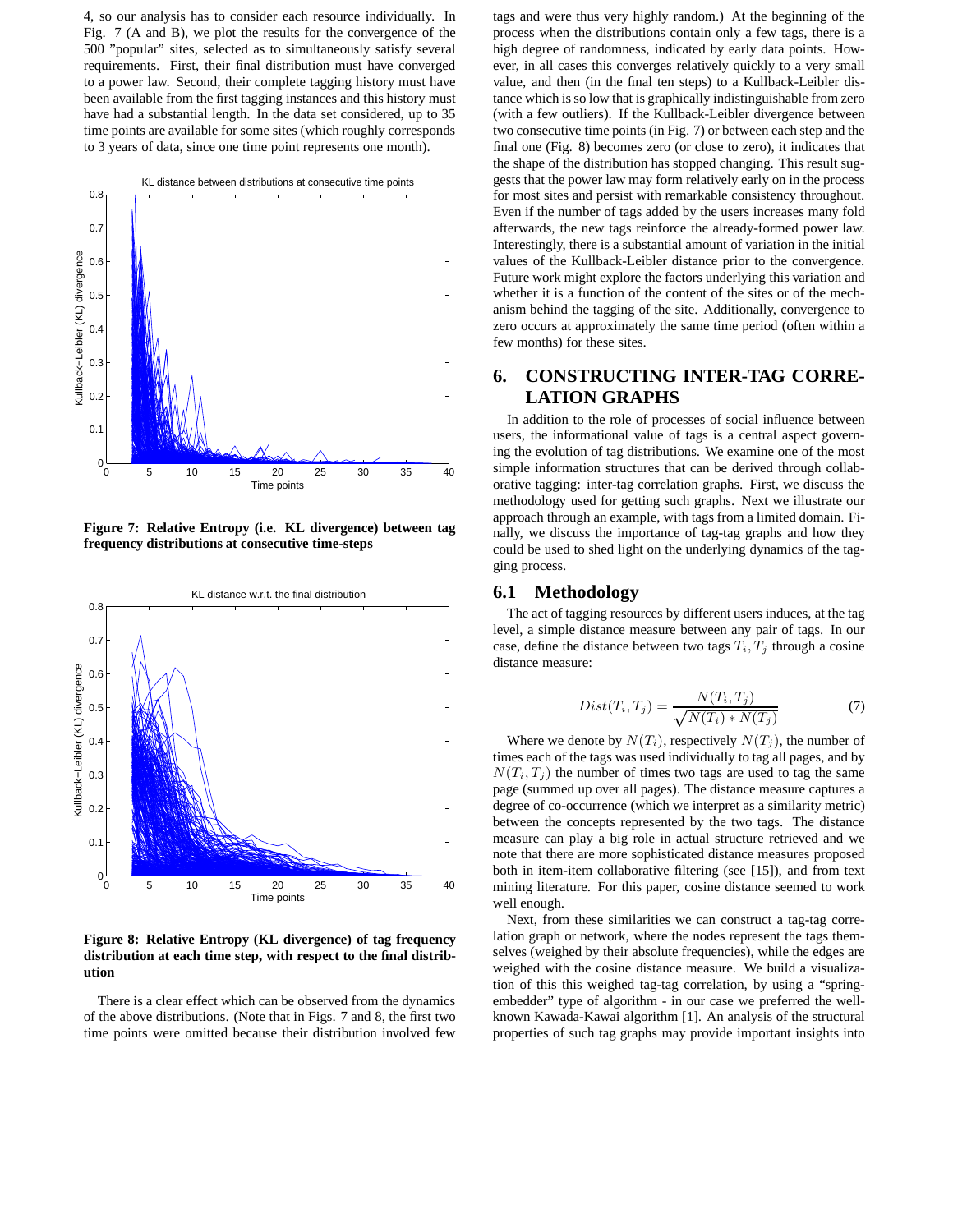4, so our analysis has to consider each resource individually. In Fig. 7 (A and B), we plot the results for the convergence of the 500 "popular" sites, selected as to simultaneously satisfy several requirements. First, their final distribution must have converged to a power law. Second, their complete tagging history must have been available from the first tagging instances and this history must have had a substantial length. In the data set considered, up to 35 time points are available for some sites (which roughly corresponds to 3 years of data, since one time point represents one month).

**Figure 7: Relative Entropy (i.e. KL divergence) between tag frequency distributions at consecutive time-steps**

**Figure 8: Relative Entropy (KL divergence) of tag frequency distribution at each time step, with respect to the final distribution**

There is a clear effect which can be observed from the dynamics of the above distributions. (Note that in Figs. 7 and 8, the first two time points were omitted because their distribution involved few tags and were thus very highly random.) At the beginning of the process when the distributions contain only a few tags, there is a high degree of randomness, indicated by early data points. However, in all cases this converges relatively quickly to a very small value, and then (in the final ten steps) to a Kullback-Leibler distance which is so low that is graphically indistinguishable from zero (with a few outliers). If the Kullback-Leibler divergence between two consecutive time points (in Fig. 7) or between each step and the final one (Fig. 8) becomes zero (or close to zero), it indicates that the shape of the distribution has stopped changing. This result suggests that the power law may form relatively early on in the process for most sites and persist with remarkable consistency throughout. Even if the number of tags added by the users increases many fold afterwards, the new tags reinforce the already-formed power law. Interestingly, there is a substantial amount of variation in the initial values of the Kullback-Leibler distance prior to the convergence. Future work might explore the factors underlying this variation and whether it is a function of the content of the sites or of the mechanism behind the tagging of the site. Additionally, convergence to zero occurs at approximately the same time period (often within a few months) for these sites.

## 6. CONSTRUCTING INTER-TAG CORRELATION GRAPHS

In addition to the role of processes of social influence between users, the informational value of tags is a central aspect governing the evolution of tag distributions. We examine one of the most simple information structures that can be derived through collaborative tagging: inter-tag correlation graphs. First, we discuss the methodology used for getting such graphs. Next we illustrate our approach through an example, with tags from a limited domain. Finally, we discuss the importance of tag-tag graphs and how they could be used to shed light on the underlying dynamics of the tagging process.

### 6.1 Methodology

The act of tagging resources by different users induces, at the tag level, a simple distance measure between any pair of tags. In our case, define the distance between two tags $T_i, T_j$ through a cosine distance measure:

$$Dist(T_i, T_j) = \frac{N(T_i, T_j)}{\sqrt{N(T_i) * N(T_j)}} \quad (7)$$

Where we denote by $N(T_i)$, respectively $N(T_j)$, the number of times each of the tags was used individually to tag all pages, and by $N(T_i, T_j)$ the number of times two tags are used to tag the same page (summed up over all pages). The distance measure captures a degree of co-occurrence (which we interpret as a similarity metric) between the concepts represented by the two tags. The distance measure can play a big role in actual structure retrieved and we note that there are more sophisticated distance measures proposed both in item-item collaborative filtering (see [15]), and from text mining literature. For this paper, cosine distance seemed to work well enough.

Next, from these similarities we can construct a tag-tag correlation graph or network, where the nodes represent the tags themselves (weighed by their absolute frequencies), while the edges are weighed with the cosine distance measure. We build a visualization of this this weighed tag-tag correlation, by using a "spring-embedder" type of algorithm - in our case we preferred the well-known Kawada-Kawai algorithm [1]. An analysis of the structural properties of such tag graphs may provide important insights into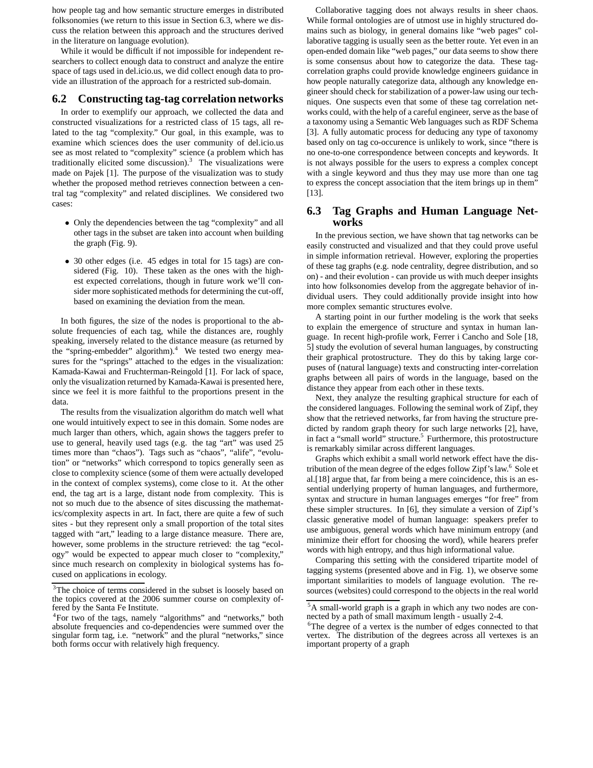how people tag and how semantic structure emerges in distributed folksonomies (we return to this issue in Section 6.3, where we discuss the relation between this approach and the structures derived in the literature on language evolution).

While it would be difficult if not impossible for independent researchers to collect enough data to construct and analyze the entire space of tags used in del.icio.us, we did collect enough data to provide an illustration of the approach for a restricted sub-domain.

## 6.2 Constructing tag-tag correlation networks

In order to exemplify our approach, we collected the data and constructed visualizations for a restricted class of 15 tags, all related to the tag "complexity." Our goal, in this example, was to examine which sciences does the user community of del.icio.us see as most related to "complexity" science (a problem which has traditionally elicited some discussion).[3] The visualizations were made on Pajek [1]. The purpose of the visualization was to study whether the proposed method retrieves connection between a central tag "complexity" and related disciplines. We considered two cases:

- Only the dependencies between the tag "complexity" and all other tags in the subset are taken into account when building the graph (Fig. 9).
- 30 other edges (i.e. 45 edges in total for 15 tags) are considered (Fig. 10). These taken as the ones with the highest expected correlations, though in future work we'll consider more sophisticated methods for determining the cut-off, based on examining the deviation from the mean.

In both figures, the size of the nodes is proportional to the absolute frequencies of each tag, while the distances are, roughly speaking, inversely related to the distance measure (as returned by the "spring-embedder" algorithm).[4] We tested two energy measures for the "springs" attached to the edges in the visualization: Kamada-Kawai and Fruchterman-Reingold [1]. For lack of space, only the visualization returned by Kamada-Kawai is presented here, since we feel it is more faithful to the proportions present in the data.

The results from the visualization algorithm do match well what one would intuitively expect to see in this domain. Some nodes are much larger than others, which, again shows the taggers prefer to use to general, heavily used tags (e.g. the tag "art" was used 25 times more than "chaos"). Tags such as "chaos", "alife", "evolution" or "networks" which correspond to topics generally seen as close to complexity science (some of them were actually developed in the context of complex systems), come close to it. At the other end, the tag art is a large, distant node from complexity. This is not so much due to the absence of sites discussing the mathematics/complexity aspects in art. In fact, there are quite a few of such sites - but they represent only a small proportion of the total sites tagged with "art," leading to a large distance measure. There are, however, some problems in the structure retrieved: the tag "ecology" would be expected to appear much closer to "complexity," since much research on complexity in biological systems has focused on applications in ecology.

[3] The choice of terms considered in the subset is loosely based on the topics covered at the 2006 summer course on complexity offered by the Santa Fe Institute.

[4] For two of the tags, namely "algorithms" and "networks," both absolute frequencies and co-dependencies were summed over the singular form tag, i.e. "network" and the plural "networks," since both forms occur with relatively high frequency.

Collaborative tagging does not always results in sheer chaos. While formal ontologies are of utmost use in highly structured domains such as biology, in general domains like "web pages" collaborative tagging is usually seen as the better route. Yet even in an open-ended domain like "web pages," our data seems to show there is some consensus about how to categorize the data. These tag-correlation graphs could provide knowledge engineers guidance in how people naturally categorize data, although any knowledge engineer should check for stabilization of a power-law using our techniques. One suspects even that some of these tag correlation networks could, with the help of a careful engineer, serve as the base of a taxonomy using a Semantic Web languages such as RDF Schema [3]. A fully automatic process for deducing any type of taxonomy based only on tag co-occurence is unlikely to work, since "there is no one-to-one correspondence between concepts and keywords. It is not always possible for the users to express a complex concept with a single keyword and thus they may use more than one tag to express the concept association that the item brings up in them" [13].

## 6.3 Tag Graphs and Human Language Networks

In the previous section, we have shown that tag networks can be easily constructed and visualized and that they could prove useful in simple information retrieval. However, exploring the properties of these tag graphs (e.g. node centrality, degree distribution, and so on) - and their evolution - can provide us with much deeper insights into how folksonomies develop from the aggregate behavior of individual users. They could additionally provide insight into how more complex semantic structures evolve.

A starting point in our further modeling is the work that seeks to explain the emergence of structure and syntax in human language. In recent high-profile work, Ferrer i Cancho and Sole [18, 5] study the evolution of several human languages, by constructing their graphical protostructure. They do this by taking large corpuses of (natural language) texts and constructing inter-correlation graphs between all pairs of words in the language, based on the distance they appear from each other in these texts.

Next, they analyze the resulting graphical structure for each of the considered languages. Following the seminal work of Zipf, they show that the retrieved networks, far from having the structure predicted by random graph theory for such large networks [2], have, in fact a "small world" structure.[5] Furthermore, this protostructure is remarkably similar across different languages.

Graphs which exhibit a small world network effect have the distribution of the mean degree of the edges follow Zipf's law.[6] Sole et al.[18] argue that, far from being a mere coincidence, this is an essential underlying property of human languages, and furthermore, syntax and structure in human languages emerges "for free" from these simpler structures. In [6], they simulate a version of Zipf's classic generative model of human language: speakers prefer to use ambiguous, general words which have minimum entropy (and minimize their effort for choosing the word), while hearers prefer words with high entropy, and thus high informational value.

Comparing this setting with the considered tripartite model of tagging systems (presented above and in Fig. 1), we observe some important similarities to models of language evolution. The resources (websites) could correspond to the objects in the real world

[5] A small-world graph is a graph in which any two nodes are connected by a path of small maximum length - usually 2-4.

[6] The degree of a vertex is the number of edges connected to that vertex. The distribution of the degrees across all vertexes is an important property of a graph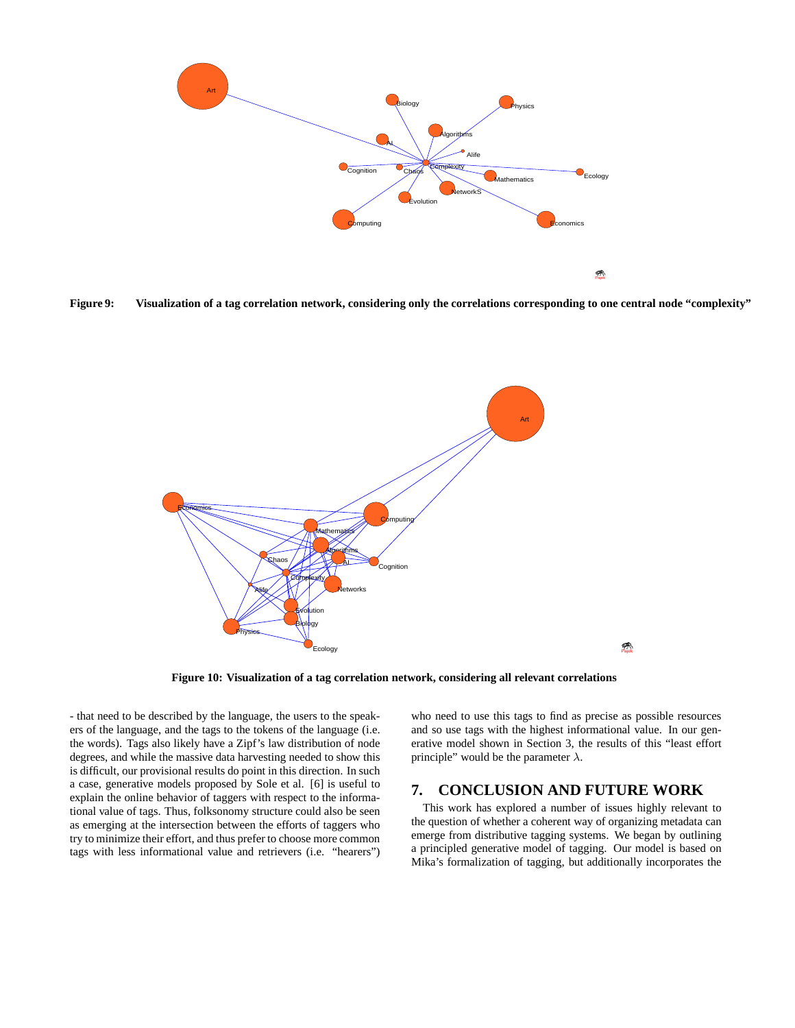**Figure 9: Visualization of a tag correlation network, considering only the correlations corresponding to one central node "complexity"**

**Figure 10: Visualization of a tag correlation network, considering all relevant correlations**

- that need to be described by the language, the users to the speakers of the language, and the tags to the tokens of the language (i.e. the words). Tags also likely have a Zipf's law distribution of node degrees, and while the massive data harvesting needed to show this is difficult, our provisional results do point in this direction. In such a case, generative models proposed by Sole et al. [6] is useful to explain the online behavior of taggers with respect to the informational value of tags. Thus, folksonomy structure could also be seen as emerging at the intersection between the efforts of taggers who try to minimize their effort, and thus prefer to choose more common tags with less informational value and retrievers (i.e. "hearers") who need to use this tags to find as precise as possible resources and so use tags with the highest informational value. In our generative model shown in Section 3, the results of this "least effort principle" would be the parameter $\lambda$.

## 7. CONCLUSION AND FUTURE WORK

This work has explored a number of issues highly relevant to the question of whether a coherent way of organizing metadata can emerge from distributive tagging systems. We began by outlining a principled generative model of tagging. Our model is based on Mika's formalization of tagging, but additionally incorporates the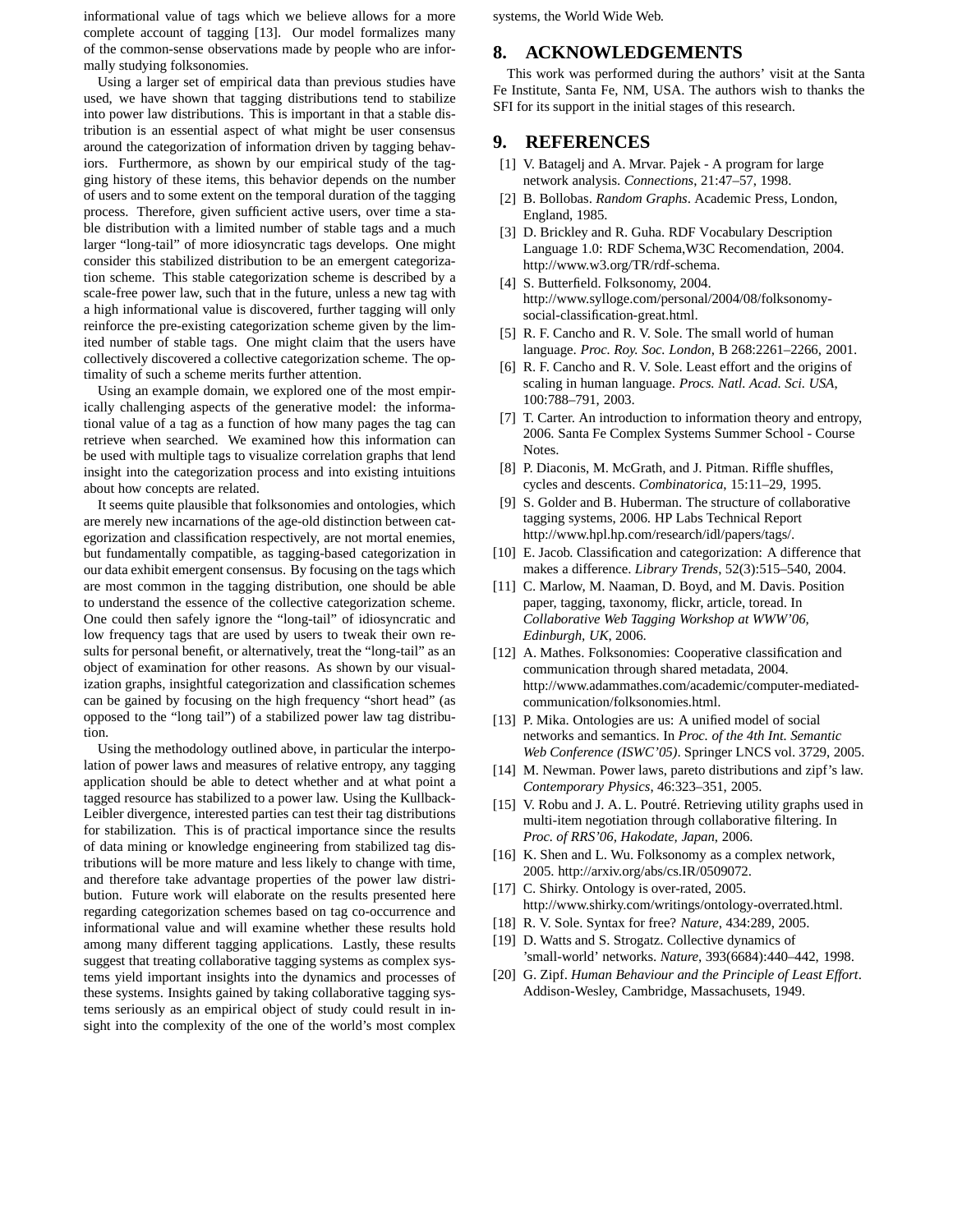informational value of tags which we believe allows for a more complete account of tagging [13]. Our model formalizes many of the common-sense observations made by people who are informally studying folksonomies.

Using a larger set of empirical data than previous studies have used, we have shown that tagging distributions tend to stabilize into power law distributions. This is important in that a stable distribution is an essential aspect of what might be user consensus around the categorization of information driven by tagging behaviors. Furthermore, as shown by our empirical study of the tagging history of these items, this behavior depends on the number of users and to some extent on the temporal duration of the tagging process. Therefore, given sufficient active users, over time a stable distribution with a limited number of stable tags and a much larger "long-tail" of more idiosyncratic tags develops. One might consider this stabilized distribution to be an emergent categorization scheme. This stable categorization scheme is described by a scale-free power law, such that in the future, unless a new tag with a high informational value is discovered, further tagging will only reinforce the pre-existing categorization scheme given by the limited number of stable tags. One might claim that the users have collectively discovered a collective categorization scheme. The optimality of such a scheme merits further attention.

Using an example domain, we explored one of the most empirically challenging aspects of the generative model: the informational value of a tag as a function of how many pages the tag can retrieve when searched. We examined how this information can be used with multiple tags to visualize correlation graphs that lend insight into the categorization process and into existing intuitions about how concepts are related.

It seems quite plausible that folksonomies and ontologies, which are merely new incarnations of the age-old distinction between categorization and classification respectively, are not mortal enemies, but fundamentally compatible, as tagging-based categorization in our data exhibit emergent consensus. By focusing on the tags which are most common in the tagging distribution, one should be able to understand the essence of the collective categorization scheme. One could then safely ignore the "long-tail" of idiosyncratic and low frequency tags that are used by users to tweak their own results for personal benefit, or alternatively, treat the "long-tail" as an object of examination for other reasons. As shown by our visualization graphs, insightful categorization and classification schemes can be gained by focusing on the high frequency "short head" (as opposed to the "long tail") of a stabilized power law tag distribution.

Using the methodology outlined above, in particular the interpolation of power laws and measures of relative entropy, any tagging application should be able to detect whether and at what point a tagged resource has stabilized to a power law. Using the Kullback-Leibler divergence, interested parties can test their tag distributions for stabilization. This is of practical importance since the results of data mining or knowledge engineering from stabilized tag distributions will be more mature and less likely to change with time, and therefore take advantage properties of the power law distribution. Future work will elaborate on the results presented here regarding categorization schemes based on tag co-occurrence and informational value and will examine whether these results hold among many different tagging applications. Lastly, these results suggest that treating collaborative tagging systems as complex systems yield important insights into the dynamics and processes of these systems. Insights gained by taking collaborative tagging systems seriously as an empirical object of study could result in insight into the complexity of the one of the world's most complex systems, the World Wide Web.

## 8. ACKNOWLEDGEMENTS

This work was performed during the authors' visit at the Santa Fe Institute, Santa Fe, NM, USA. The authors wish to thanks the SFI for its support in the initial stages of this research.

## 9. REFERENCES

[1] V. Batagelj and A. Mrvar. Pajek - A program for large network analysis. *Connections*, 21:47–57, 1998.

[2] B. Bollobas. *Random Graphs*. Academic Press, London, England, 1985.

[3] D. Brickley and R. Guha. RDF Vocabulary Description Language 1.0: RDF Schema,W3C Recomendation, 2004. http://www.w3.org/TR/rdf-schema.

[4] S. Butterfield. Folksonomy, 2004. http://www.sylloge.com/personal/2004/08/folksonomy-social-classification-great.html.

[5] R. F. Cancho and R. V. Sole. The small world of human language. *Proc. Roy. Soc. London*, B 268:2261–2266, 2001.

[6] R. F. Cancho and R. V. Sole. Least effort and the origins of scaling in human language. *Procs. Natl. Acad. Sci. USA*, 100:788–791, 2003.

[7] T. Carter. An introduction to information theory and entropy, 2006. Santa Fe Complex Systems Summer School - Course Notes.

[8] P. Diaconis, M. McGrath, and J. Pitman. Riffle shuffles, cycles and descents. *Combinatorica*, 15:11–29, 1995.

[9] S. Golder and B. Huberman. The structure of collaborative tagging systems, 2006. HP Labs Technical Report http://www.hpl.hp.com/research/idl/papers/tags/.

[10] E. Jacob. Classification and categorization: A difference that makes a difference. *Library Trends*, 52(3):515–540, 2004.

[11] C. Marlow, M. Naaman, D. Boyd, and M. Davis. Position paper, tagging, taxonomy, flickr, article, toread. In *Collaborative Web Tagging Workshop at WWW'06, Edinburgh, UK*, 2006.

[12] A. Mathes. Folksonomies: Cooperative classification and communication through shared metadata, 2004. http://www.adammathes.com/academic/computer-mediated-communication/folksonomies.html.

[13] P. Mika. Ontologies are us: A unified model of social networks and semantics. In *Proc. of the 4th Int. Semantic Web Conference (ISWC'05)*. Springer LNCS vol. 3729, 2005.

[14] M. Newman. Power laws, pareto distributions and zipf's law. *Contemporary Physics*, 46:323–351, 2005.

[15] V. Robu and J. A. L. Poutré. Retrieving utility graphs used in multi-item negotiation through collaborative filtering. In *Proc. of RRS'06, Hakodate, Japan*, 2006.

[16] K. Shen and L. Wu. Folksonomy as a complex network, 2005. http://arxiv.org/abs/cs.IR/0509072.

[17] C. Shirky. Ontology is over-rated, 2005. http://www.shirky.com/writings/ontology-overrated.html.

[18] R. V. Sole. Syntax for free? *Nature*, 434:289, 2005.

[19] D. Watts and S. Strogatz. Collective dynamics of 'small-world' networks. *Nature*, 393(6684):440–442, 1998.

[20] G. Zipf. *Human Behaviour and the Principle of Least Effort*. Addison-Wesley, Cambridge, Massachusets, 1949.